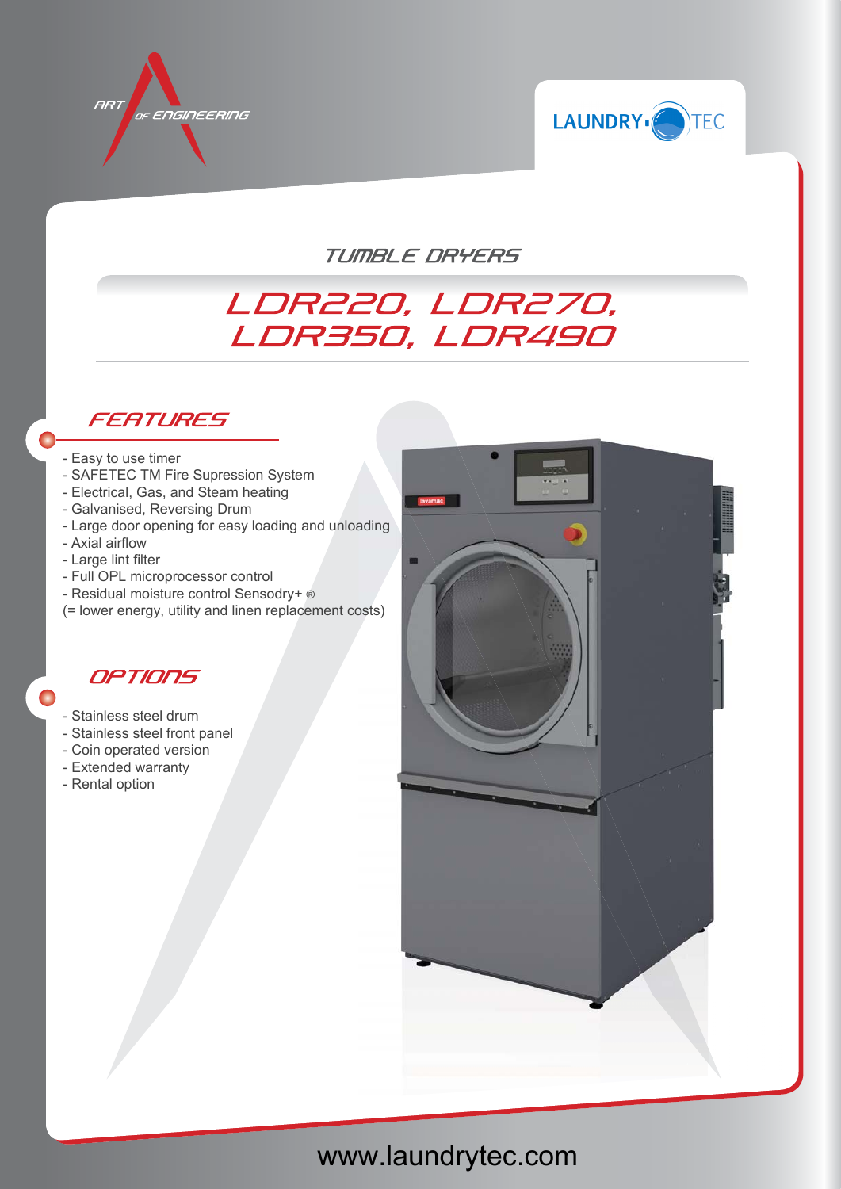ART OF ENGINEERING

LAUNDRY TEC

## TUMBLE DRYERS

# LDR220, LDR270, LDR350, LDR490

## FEATURES

- Easy to use timer
- SAFETEC TM Fire Supression System
- Electrical, Gas, and Steam heating
- Galvanised, Reversing Drum
- Large door opening for easy loading and unloading
- Axial airflow
- Large lint filter
- Full OPL microprocessor control
- Residual moisture control Sensodry+ ®
(= lower energy, utility and linen replacement costs)

## OPTIONS

- Stainless steel drum
- Stainless steel front panel
- Coin operated version
- Extended warranty
- Rental option

www.laundrytec.com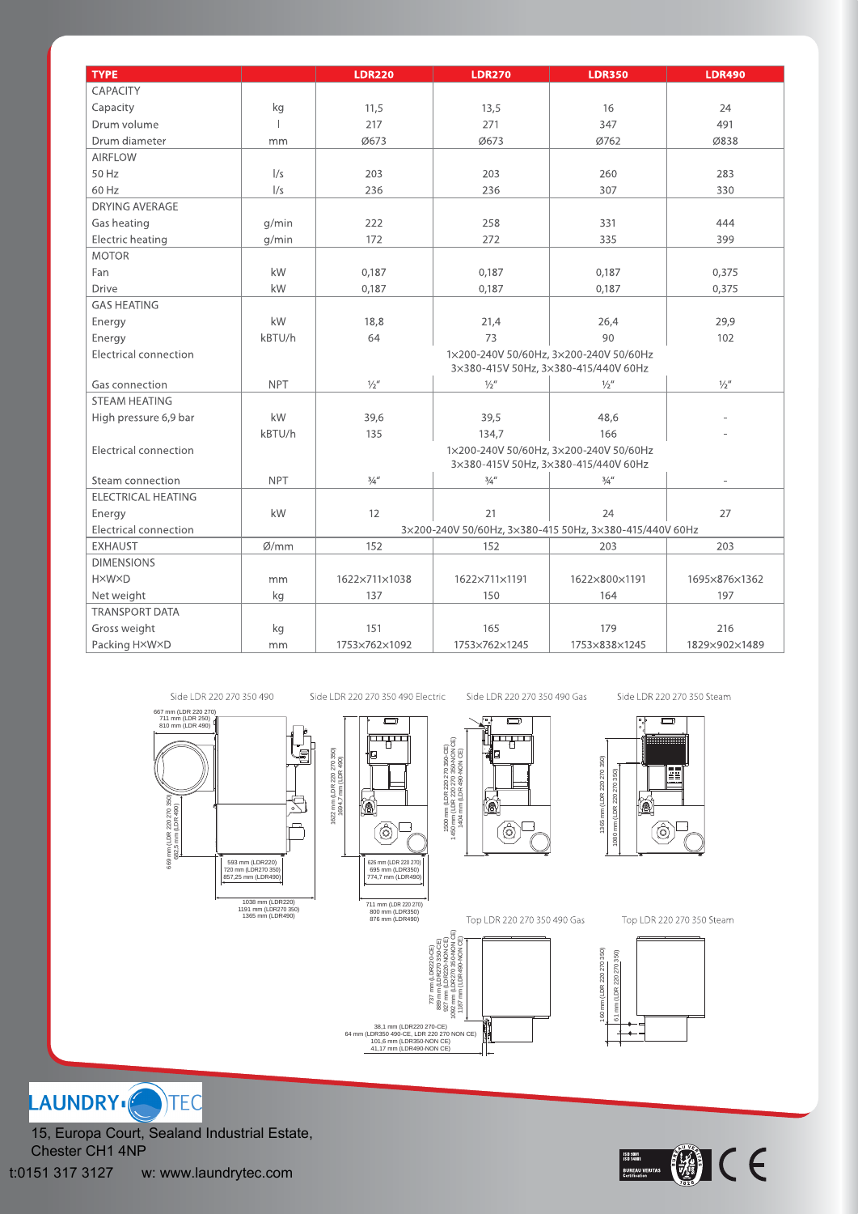| TYPE | | LDR220 | LDR270 | LDR350 | LDR490 |
|---|---|---|---|---|---|
| CAPACITY | | | | | |
| Capacity | kg | 11,5 | 13,5 | 16 | 24 |
| Drum volume | l | 217 | 271 | 347 | 491 |
| Drum diameter | mm | Ø673 | Ø673 | Ø762 | Ø838 |
| AIRFLOW | | | | | |
| 50 Hz | l/s | 203 | 203 | 260 | 283 |
| 60 Hz | l/s | 236 | 236 | 307 | 330 |
| DRYING AVERAGE | | | | | |
| Gas heating | g/min | 222 | 258 | 331 | 444 |
| Electric heating | g/min | 172 | 272 | 335 | 399 |
| MOTOR | | | | | |
| Fan | kW | 0,187 | 0,187 | 0,187 | 0,375 |
| Drive | kW | 0,187 | 0,187 | 0,187 | 0,375 |
| GAS HEATING | | | | | |
| Energy | kW | 18,8 | 21,4 | 26,4 | 29,9 |
| Energy | kBTU/h | 64 | 73 | 90 | 102 |
| Electrical connection | | 1x200-240V 50/60Hz, 3x200-240V 50/60Hz 3x380-415V 50Hz, 3x380-415/440V 60Hz | | | |
| Gas connection | NPT | ½" | ½" | ½" | ½" |
| STEAM HEATING | | | | | |
| High pressure 6,9 bar | kW | 39,6 | 39,5 | 48,6 | - |
| | kBTU/h | 135 | 134,7 | 166 | - |
| Electrical connection | | 1x200-240V 50/60Hz, 3x200-240V 50/60Hz 3x380-415V 50Hz, 3x380-415/440V 60Hz | | | |
| Steam connection | NPT | ¾" | ¾" | ¾" | - |
| ELECTRICAL HEATING | | | | | |
| Energy | kW | 12 | 21 | 24 | 27 |
| Electrical connection | | 3x200-240V 50/60Hz, 3x380-415 50Hz, 3x380-415/440V 60Hz | | | |
| EXHAUST | Ø/mm | 152 | 152 | 203 | 203 |
| DIMENSIONS | | | | | |
| HxWxD | mm | 1622x711x1038 | 1622x711x1191 | 1622x800x1191 | 1695x876x1362 |
| Net weight | kg | 137 | 150 | 164 | 197 |
| TRANSPORT DATA | | | | | |
| Gross weight | kg | 151 | 165 | 179 | 216 |
| Packing HxWxD | mm | 1753x762x1092 | 1753x762x1245 | 1753x838x1245 | 1829x902x1489 |

Side LDR 220 270 350 490

667 mm (LDR 220 270)
711 mm (LDR 250)
810 mm (LDR 490)

669 mm (LDR 220 270 350)
682,5 mm (LDR 490)

593 mm (LDR220)
720 mm (LDR270 350)
857,25 mm (LDR490)

1038 mm (LDR220)
1191 mm (LDR270 350)
1365 mm (LDR490)

Side LDR 220 270 350 490 Electric

1622 mm (LDR 220 270 350)
1694,7 mm (LDR 490)

626 mm (LDR 220 270)
695 mm (LDR350)
774,7 mm (LDR490)

711 mm (LDR 220 270)
800 mm (LDR350)
876 mm (LDR490)

Side LDR 220 270 350 490 Gas

1500 mm (LDR 220 270 350-CE)
1450 mm (LDR 220 270 350-NON CE)
1404 mm (LDR 490-NON CE)

Side LDR 220 270 350 Steam

1365 mm (LDR 220 270 350)
1080 mm (LDR 220 270 350)

Top LDR 220 270 350 490 Gas

737 mm (LDR220-CE)
889 mm (LDR270 350-CE)
927 mm (LDR220-NON CE)
1062 mm (LDR270 350-NON CE)
1187 mm (LDR490-NON CE)

38,1 mm (LDR220 270-CE)
64 mm (LDR350 490-CE, LDR 220 270 NON CE)
101,6 mm (LDR350-NON CE)
41,17 mm (LDR490-NON CE)

Top LDR 220 270 350 Steam

160 mm (LDR 220 270 350)
61 mm (LDR 220 270 350)

LAUNDRYTEC

15, Europa Court, Sealand Industrial Estate,
Chester CH1 4NP

t:0151 317 3127 w: www.laundrytec.com

ISO 9001
ISO 14001
BUREAU VERITAS Certification
1828

CE